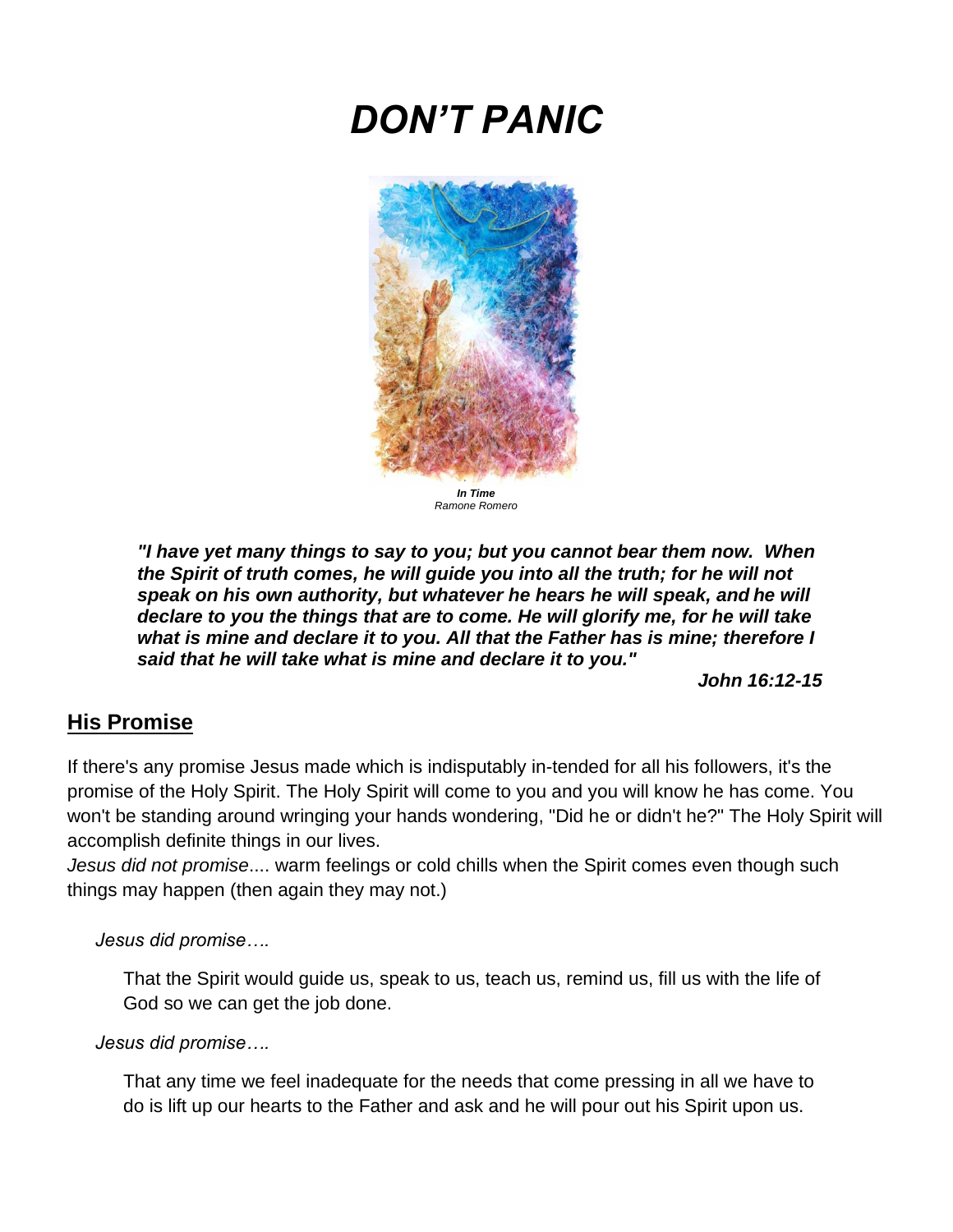# *DON'T PANIC*

***In Time***
*Ramone Romero*

> ***"I have yet many things to say to you; but you cannot bear them now. When the Spirit of truth comes, he will guide you into all the truth; for he will not speak on his own authority, but whatever he hears he will speak, and he will declare to you the things that are to come. He will glorify me, for he will take what is mine and declare it to you. All that the Father has is mine; therefore I said that he will take what is mine and declare it to you."***
>
> ***John 16:12-15***

## His Promise

If there's any promise Jesus made which is indisputably in-tended for all his followers, it's the promise of the Holy Spirit. The Holy Spirit will come to you and you will know he has come. You won't be standing around wringing your hands wondering, "Did he or didn't he?" The Holy Spirit will accomplish definite things in our lives.
*Jesus did not promise*.... warm feelings or cold chills when the Spirit comes even though such things may happen (then again they may not.)

*Jesus did promise….*

That the Spirit would guide us, speak to us, teach us, remind us, fill us with the life of God so we can get the job done.

*Jesus did promise….*

That any time we feel inadequate for the needs that come pressing in all we have to do is lift up our hearts to the Father and ask and he will pour out his Spirit upon us.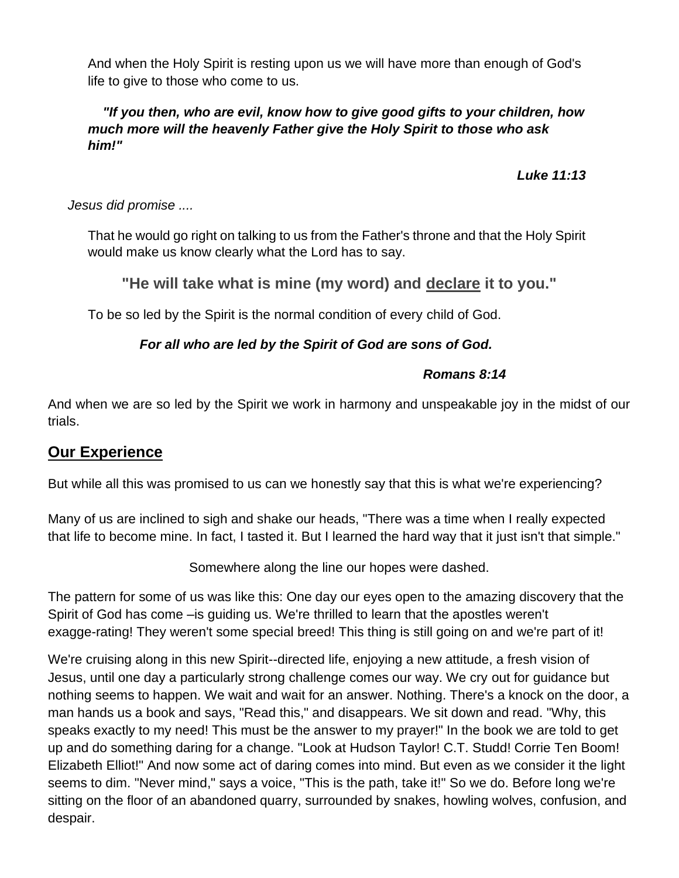And when the Holy Spirit is resting upon us we will have more than enough of God's life to give to those who come to us.

***"If you then, who are evil, know how to give good gifts to your children, how much more will the heavenly Father give the Holy Spirit to those who ask him!"***

***Luke 11:13***

*Jesus did promise ....*

That he would go right on talking to us from the Father's throne and that the Holy Spirit would make us know clearly what the Lord has to say.

**"He will take what is mine (my word) and <u>declare</u> it to you."**

To be so led by the Spirit is the normal condition of every child of God.

***For all who are led by the Spirit of God are sons of God.***

***Romans 8:14***

And when we are so led by the Spirit we work in harmony and unspeakable joy in the midst of our trials.

## <u>Our Experience</u>

But while all this was promised to us can we honestly say that this is what we're experiencing?

Many of us are inclined to sigh and shake our heads, "There was a time when I really expected that life to become mine. In fact, I tasted it. But I learned the hard way that it just isn't that simple."

Somewhere along the line our hopes were dashed.

The pattern for some of us was like this: One day our eyes open to the amazing discovery that the Spirit of God has come –is guiding us. We're thrilled to learn that the apostles weren't exagge-rating! They weren't some special breed! This thing is still going on and we're part of it!

We're cruising along in this new Spirit--directed life, enjoying a new attitude, a fresh vision of Jesus, until one day a particularly strong challenge comes our way. We cry out for guidance but nothing seems to happen. We wait and wait for an answer. Nothing. There's a knock on the door, a man hands us a book and says, "Read this," and disappears. We sit down and read. "Why, this speaks exactly to my need! This must be the answer to my prayer!" In the book we are told to get up and do something daring for a change. "Look at Hudson Taylor! C.T. Studd! Corrie Ten Boom! Elizabeth Elliot!" And now some act of daring comes into mind. But even as we consider it the light seems to dim. "Never mind," says a voice, "This is the path, take it!" So we do. Before long we're sitting on the floor of an abandoned quarry, surrounded by snakes, howling wolves, confusion, and despair.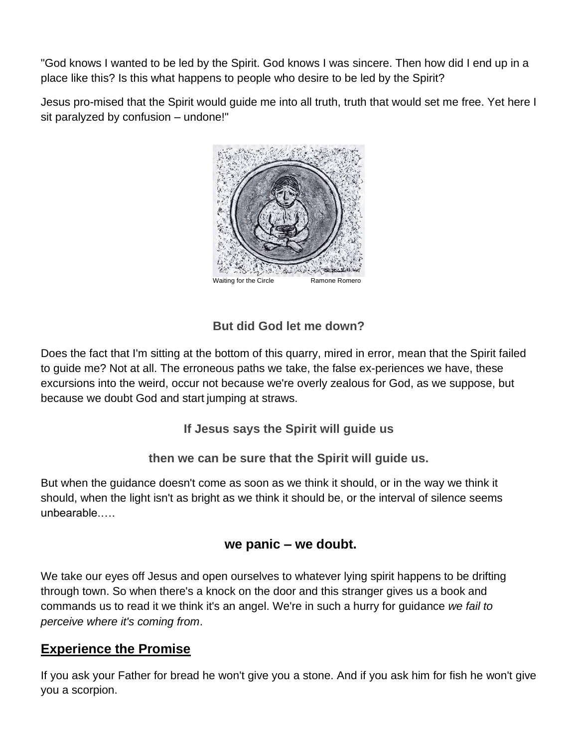"God knows I wanted to be led by the Spirit. God knows I was sincere. Then how did I end up in a place like this? Is this what happens to people who desire to be led by the Spirit?

Jesus pro-mised that the Spirit would guide me into all truth, truth that would set me free. Yet here I sit paralyzed by confusion – undone!"

Waiting for the Circle Ramone Romero

**But did God let me down?**

Does the fact that I'm sitting at the bottom of this quarry, mired in error, mean that the Spirit failed to guide me? Not at all. The erroneous paths we take, the false ex-periences we have, these excursions into the weird, occur not because we're overly zealous for God, as we suppose, but because we doubt God and start jumping at straws.

**If Jesus says the Spirit will guide us**

**then we can be sure that the Spirit will guide us.**

But when the guidance doesn't come as soon as we think it should, or in the way we think it should, when the light isn't as bright as we think it should be, or the interval of silence seems unbearable.….

**we panic – we doubt.**

We take our eyes off Jesus and open ourselves to whatever lying spirit happens to be drifting through town. So when there's a knock on the door and this stranger gives us a book and commands us to read it we think it's an angel. We're in such a hurry for guidance *we fail to perceive where it's coming from*.

## Experience the Promise

If you ask your Father for bread he won't give you a stone. And if you ask him for fish he won't give you a scorpion.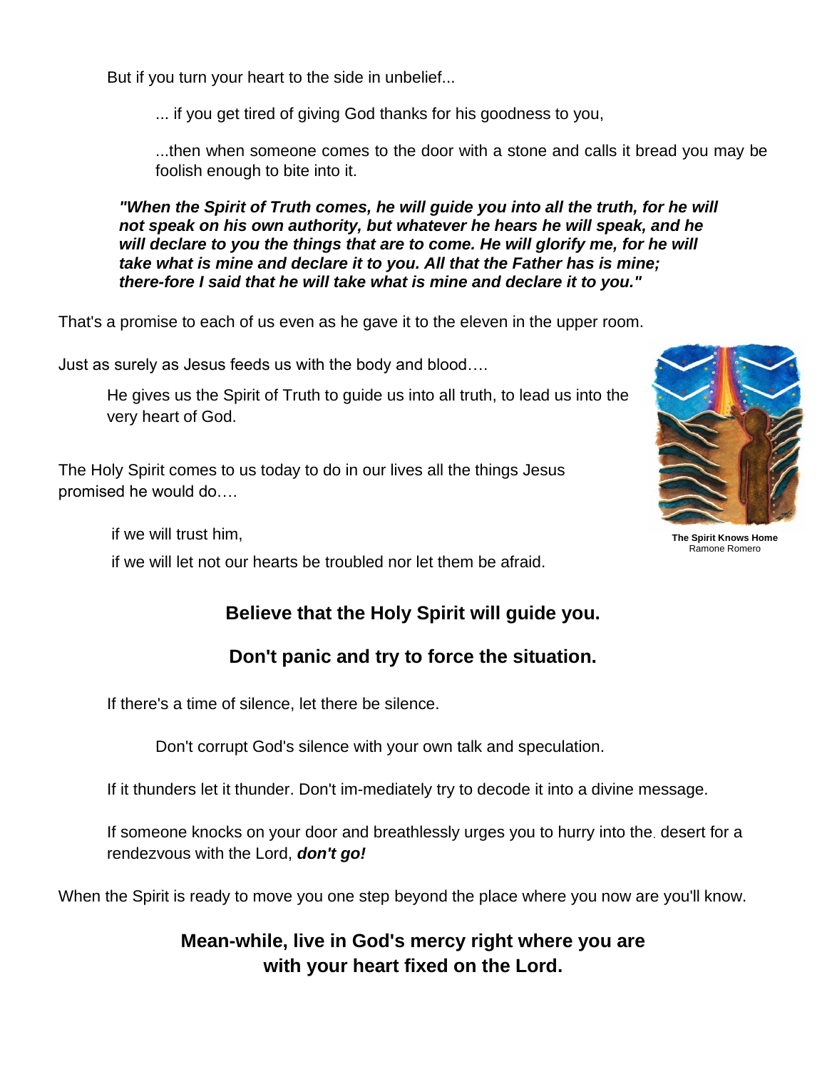But if you turn your heart to the side in unbelief...

... if you get tired of giving God thanks for his goodness to you,

...then when someone comes to the door with a stone and calls it bread you may be foolish enough to bite into it.

***"When the Spirit of Truth comes, he will guide you into all the truth, for he will not speak on his own authority, but whatever he hears he will speak, and he will declare to you the things that are to come. He will glorify me, for he will take what is mine and declare it to you. All that the Father has is mine; there-fore I said that he will take what is mine and declare it to you."***

That's a promise to each of us even as he gave it to the eleven in the upper room.

Just as surely as Jesus feeds us with the body and blood….

He gives us the Spirit of Truth to guide us into all truth, to lead us into the very heart of God.

**The Spirit Knows Home**
Ramone Romero

The Holy Spirit comes to us today to do in our lives all the things Jesus promised he would do….

if we will trust him,

if we will let not our hearts be troubled nor let them be afraid.

**Believe that the Holy Spirit will guide you.**

**Don't panic and try to force the situation.**

If there's a time of silence, let there be silence.

Don't corrupt God's silence with your own talk and speculation.

If it thunders let it thunder. Don't im-mediately try to decode it into a divine message.

If someone knocks on your door and breathlessly urges you to hurry into the desert for a rendezvous with the Lord, ***don't go!***

When the Spirit is ready to move you one step beyond the place where you now are you'll know.

**Mean-while, live in God's mercy right where you are with your heart fixed on the Lord.**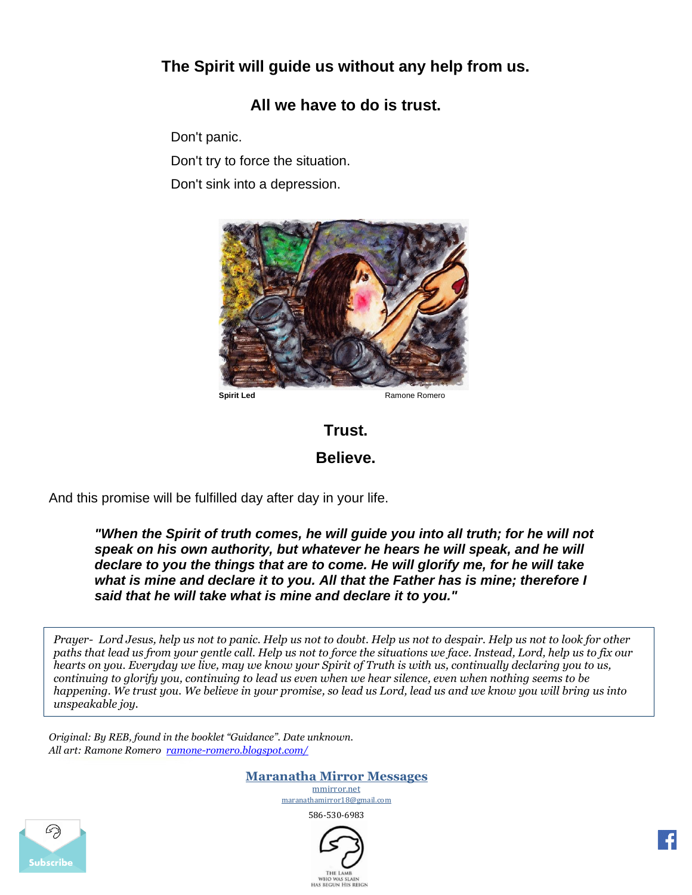**The Spirit will guide us without any help from us.**

**All we have to do is trust.**

Don't panic.

Don't try to force the situation.

Don't sink into a depression.

**Spirit Led** Ramone Romero

**Trust.**

**Believe.**

And this promise will be fulfilled day after day in your life.

> ***"When the Spirit of truth comes, he will guide you into all truth; for he will not speak on his own authority, but whatever he hears he will speak, and he will declare to you the things that are to come. He will glorify me, for he will take what is mine and declare it to you. All that the Father has is mine; therefore I said that he will take what is mine and declare it to you."***

*Prayer- Lord Jesus, help us not to panic. Help us not to doubt. Help us not to despair. Help us not to look for other paths that lead us from your gentle call. Help us not to force the situations we face. Instead, Lord, help us to fix our hearts on you. Everyday we live, may we know your Spirit of Truth is with us, continually declaring you to us, continuing to glorify you, continuing to lead us even when we hear silence, even when nothing seems to be happening. We trust you. We believe in your promise, so lead us Lord, lead us and we know you will bring us into unspeakable joy.*

*Original: By REB, found in the booklet "Guidance". Date unknown.*
*All art: Ramone Romero* [ramone-romero.blogspot.com/](ramone-romero.blogspot.com/)

**Maranatha Mirror Messages**
mmirror.net
maranathamirror18@gmail.com
586-530-6983

THE LAMB WHO WAS SLAIN HAS BEGUN HIS REIGN

Subscribe